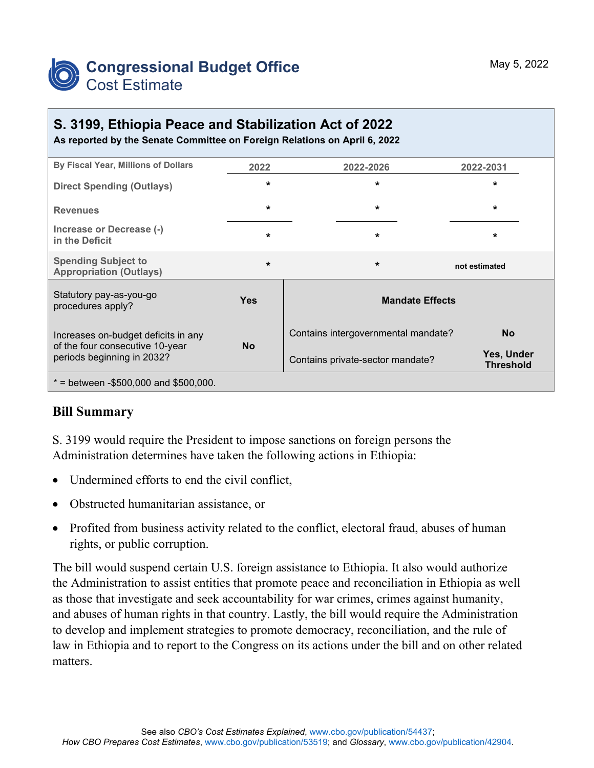# Congressional Budget Office
## Cost Estimate

May 5, 2022

## S. 3199, Ethiopia Peace and Stabilization Act of 2022

**As reported by the Senate Committee on Foreign Relations on April 6, 2022**

| By Fiscal Year, Millions of Dollars | 2022 | 2022-2026 | 2022-2031 |
|---|---|---|---|
| Direct Spending (Outlays) | * | * | * |
| Revenues | * | * | * |
| Increase or Decrease (-) in the Deficit | * | * | * |
| Spending Subject to Appropriation (Outlays) | * | * | not estimated |

| | | Mandate Effects | |
|---|---|---|---|
| Statutory pay-as-you-go procedures apply? | Yes | Contains intergovernmental mandate? | No |
| Increases on-budget deficits in any of the four consecutive 10-year periods beginning in 2032? | No | Contains private-sector mandate? | Yes, Under Threshold |

* = between -$500,000 and $500,000.

## Bill Summary

S. 3199 would require the President to impose sanctions on foreign persons the Administration determines have taken the following actions in Ethiopia:

- Undermined efforts to end the civil conflict,
- Obstructed humanitarian assistance, or
- Profited from business activity related to the conflict, electoral fraud, abuses of human rights, or public corruption.

The bill would suspend certain U.S. foreign assistance to Ethiopia. It also would authorize the Administration to assist entities that promote peace and reconciliation in Ethiopia as well as those that investigate and seek accountability for war crimes, crimes against humanity, and abuses of human rights in that country. Lastly, the bill would require the Administration to develop and implement strategies to promote democracy, reconciliation, and the rule of law in Ethiopia and to report to the Congress on its actions under the bill and on other related matters.

See also *CBO's Cost Estimates Explained*, www.cbo.gov/publication/54437; *How CBO Prepares Cost Estimates*, www.cbo.gov/publication/53519; and *Glossary*, www.cbo.gov/publication/42904.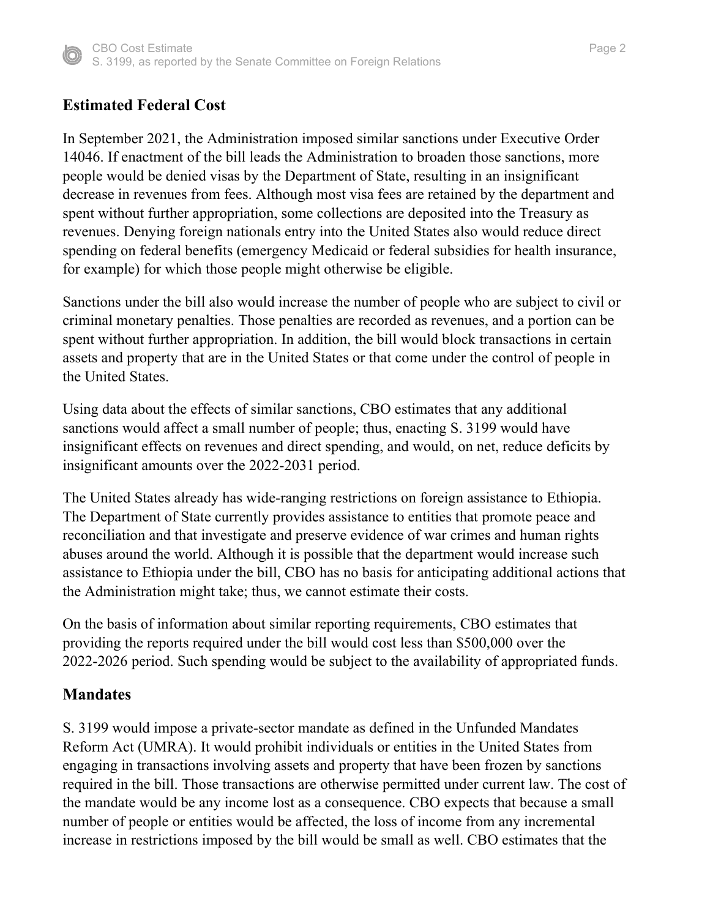## Estimated Federal Cost

In September 2021, the Administration imposed similar sanctions under Executive Order 14046. If enactment of the bill leads the Administration to broaden those sanctions, more people would be denied visas by the Department of State, resulting in an insignificant decrease in revenues from fees. Although most visa fees are retained by the department and spent without further appropriation, some collections are deposited into the Treasury as revenues. Denying foreign nationals entry into the United States also would reduce direct spending on federal benefits (emergency Medicaid or federal subsidies for health insurance, for example) for which those people might otherwise be eligible.

Sanctions under the bill also would increase the number of people who are subject to civil or criminal monetary penalties. Those penalties are recorded as revenues, and a portion can be spent without further appropriation. In addition, the bill would block transactions in certain assets and property that are in the United States or that come under the control of people in the United States.

Using data about the effects of similar sanctions, CBO estimates that any additional sanctions would affect a small number of people; thus, enacting S. 3199 would have insignificant effects on revenues and direct spending, and would, on net, reduce deficits by insignificant amounts over the 2022-2031 period.

The United States already has wide-ranging restrictions on foreign assistance to Ethiopia. The Department of State currently provides assistance to entities that promote peace and reconciliation and that investigate and preserve evidence of war crimes and human rights abuses around the world. Although it is possible that the department would increase such assistance to Ethiopia under the bill, CBO has no basis for anticipating additional actions that the Administration might take; thus, we cannot estimate their costs.

On the basis of information about similar reporting requirements, CBO estimates that providing the reports required under the bill would cost less than $500,000 over the 2022-2026 period. Such spending would be subject to the availability of appropriated funds.

## Mandates

S. 3199 would impose a private-sector mandate as defined in the Unfunded Mandates Reform Act (UMRA). It would prohibit individuals or entities in the United States from engaging in transactions involving assets and property that have been frozen by sanctions required in the bill. Those transactions are otherwise permitted under current law. The cost of the mandate would be any income lost as a consequence. CBO expects that because a small number of people or entities would be affected, the loss of income from any incremental increase in restrictions imposed by the bill would be small as well. CBO estimates that the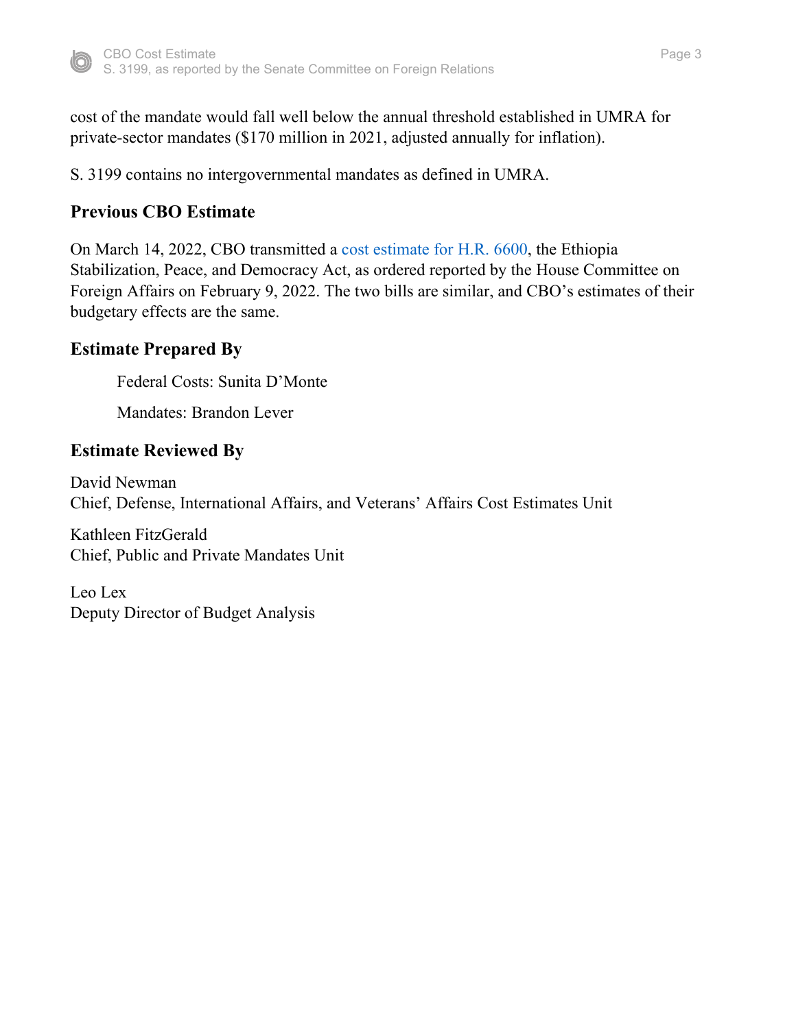cost of the mandate would fall well below the annual threshold established in UMRA for private-sector mandates ($170 million in 2021, adjusted annually for inflation).

S. 3199 contains no intergovernmental mandates as defined in UMRA.

## Previous CBO Estimate

On March 14, 2022, CBO transmitted a cost estimate for H.R. 6600, the Ethiopia Stabilization, Peace, and Democracy Act, as ordered reported by the House Committee on Foreign Affairs on February 9, 2022. The two bills are similar, and CBO's estimates of their budgetary effects are the same.

## Estimate Prepared By

Federal Costs: Sunita D'Monte

Mandates: Brandon Lever

## Estimate Reviewed By

David Newman
Chief, Defense, International Affairs, and Veterans' Affairs Cost Estimates Unit

Kathleen FitzGerald
Chief, Public and Private Mandates Unit

Leo Lex
Deputy Director of Budget Analysis